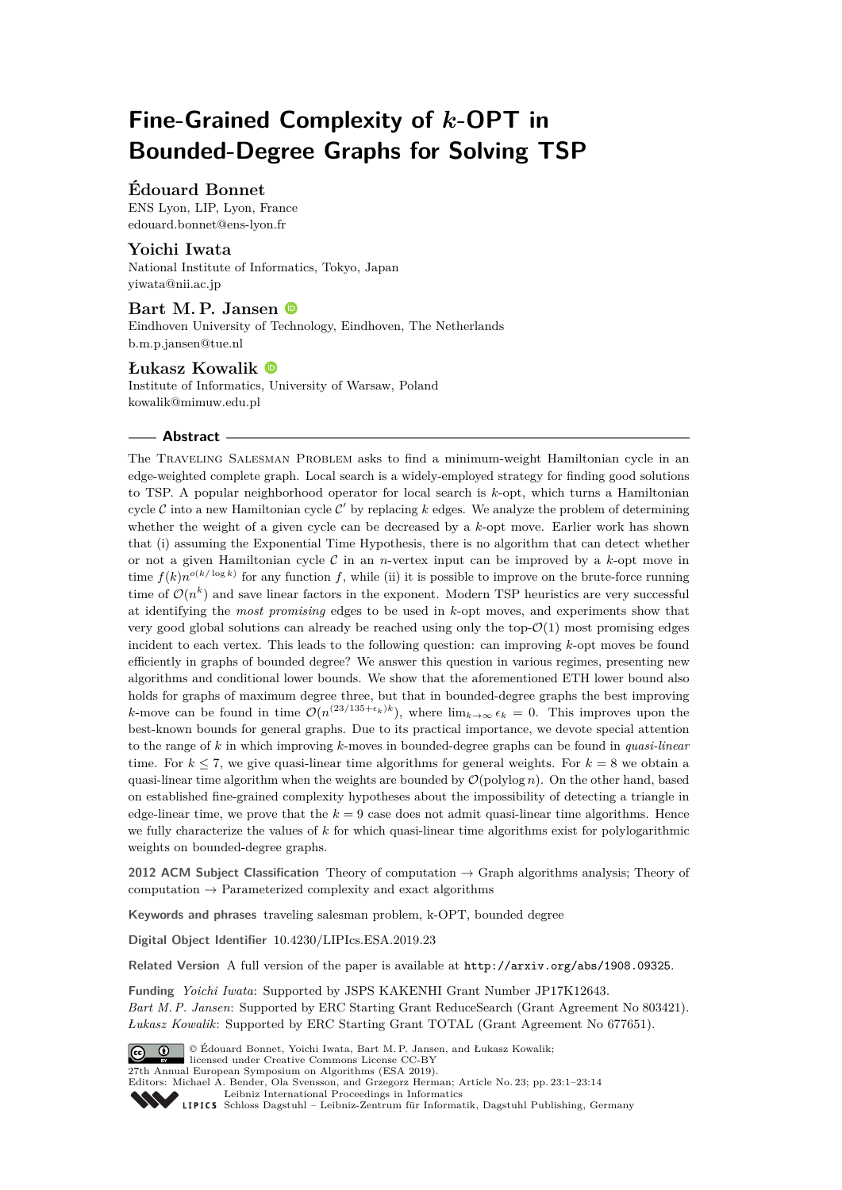# Fine-Grained Complexity of $k$-OPT in Bounded-Degree Graphs for Solving TSP

**Édouard Bonnet**
ENS Lyon, LIP, Lyon, France
edouard.bonnet@ens-lyon.fr

**Yoichi Iwata**
National Institute of Informatics, Tokyo, Japan
yiwata@nii.ac.jp

**Bart M. P. Jansen**
Eindhoven University of Technology, Eindhoven, The Netherlands
b.m.p.jansen@tue.nl

**Łukasz Kowalik**
Institute of Informatics, University of Warsaw, Poland
kowalik@mimuw.edu.pl

## Abstract

The Traveling Salesman Problem asks to find a minimum-weight Hamiltonian cycle in an edge-weighted complete graph. Local search is a widely-employed strategy for finding good solutions to TSP. A popular neighborhood operator for local search is $k$-opt, which turns a Hamiltonian cycle $\mathcal{C}$ into a new Hamiltonian cycle $\mathcal{C}'$ by replacing $k$ edges. We analyze the problem of determining whether the weight of a given cycle can be decreased by a $k$-opt move. Earlier work has shown that (i) assuming the Exponential Time Hypothesis, there is no algorithm that can detect whether or not a given Hamiltonian cycle $\mathcal{C}$ in an $n$-vertex input can be improved by a $k$-opt move in time $f(k)n^{o(k/\log k)}$ for any function $f$, while (ii) it is possible to improve on the brute-force running time of $\mathcal{O}(n^k)$ and save linear factors in the exponent. Modern TSP heuristics are very successful at identifying the *most promising* edges to be used in $k$-opt moves, and experiments show that very good global solutions can already be reached using only the top-$\mathcal{O}(1)$ most promising edges incident to each vertex. This leads to the following question: can improving $k$-opt moves be found efficiently in graphs of bounded degree? We answer this question in various regimes, presenting new algorithms and conditional lower bounds. We show that the aforementioned ETH lower bound also holds for graphs of maximum degree three, but that in bounded-degree graphs the best improving $k$-move can be found in time $\mathcal{O}(n^{(23/135+\epsilon_k)k})$, where $\lim_{k\to\infty}\epsilon_k = 0$. This improves upon the best-known bounds for general graphs. Due to its practical importance, we devote special attention to the range of $k$ in which improving $k$-moves in bounded-degree graphs can be found in *quasi-linear* time. For $k \leq 7$, we give quasi-linear time algorithms for general weights. For $k = 8$ we obtain a quasi-linear time algorithm when the weights are bounded by $\mathcal{O}(\operatorname{polylog} n)$. On the other hand, based on established fine-grained complexity hypotheses about the impossibility of detecting a triangle in edge-linear time, we prove that the $k = 9$ case does not admit quasi-linear time algorithms. Hence we fully characterize the values of $k$ for which quasi-linear time algorithms exist for polylogarithmic weights on bounded-degree graphs.

**2012 ACM Subject Classification** Theory of computation → Graph algorithms analysis; Theory of computation → Parameterized complexity and exact algorithms

**Keywords and phrases** traveling salesman problem, k-OPT, bounded degree

**Digital Object Identifier** 10.4230/LIPIcs.ESA.2019.23

**Related Version** A full version of the paper is available at http://arxiv.org/abs/1908.09325.

**Funding** *Yoichi Iwata*: Supported by JSPS KAKENHI Grant Number JP17K12643.
*Bart M. P. Jansen*: Supported by ERC Starting Grant ReduceSearch (Grant Agreement No 803421).
*Łukasz Kowalik*: Supported by ERC Starting Grant TOTAL (Grant Agreement No 677651).

© Édouard Bonnet, Yoichi Iwata, Bart M. P. Jansen, and Łukasz Kowalik; licensed under Creative Commons License CC-BY
27th Annual European Symposium on Algorithms (ESA 2019).
Editors: Michael A. Bender, Ola Svensson, and Grzegorz Herman; Article No. 23; pp. 23:1–23:14
Leibniz International Proceedings in Informatics
Schloss Dagstuhl – Leibniz-Zentrum für Informatik, Dagstuhl Publishing, Germany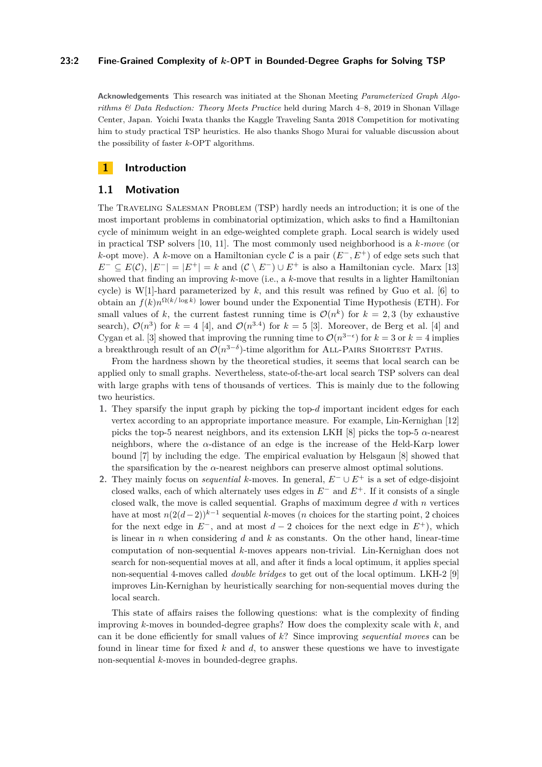**Acknowledgements** This research was initiated at the Shonan Meeting *Parameterized Graph Algorithms & Data Reduction: Theory Meets Practice* held during March 4–8, 2019 in Shonan Village Center, Japan. Yoichi Iwata thanks the Kaggle Traveling Santa 2018 Competition for motivating him to study practical TSP heuristics. He also thanks Shogo Murai for valuable discussion about the possibility of faster $k$-OPT algorithms.

## 1 Introduction

### 1.1 Motivation

The Traveling Salesman Problem (TSP) hardly needs an introduction; it is one of the most important problems in combinatorial optimization, which asks to find a Hamiltonian cycle of minimum weight in an edge-weighted complete graph. Local search is widely used in practical TSP solvers [10, 11]. The most commonly used neighborhood is a *$k$-move* (or $k$-opt move). A $k$-move on a Hamiltonian cycle $\mathcal{C}$ is a pair $(E^-, E^+)$ of edge sets such that $E^- \subseteq E(\mathcal{C})$, $|E^-| = |E^+| = k$ and $(\mathcal{C} \setminus E^-) \cup E^+$ is also a Hamiltonian cycle. Marx [13] showed that finding an improving $k$-move (i.e., a $k$-move that results in a lighter Hamiltonian cycle) is W[1]-hard parameterized by $k$, and this result was refined by Guo et al. [6] to obtain an $f(k)n^{\Omega(k/\log k)}$ lower bound under the Exponential Time Hypothesis (ETH). For small values of $k$, the current fastest running time is $\mathcal{O}(n^k)$ for $k = 2, 3$ (by exhaustive search), $\mathcal{O}(n^3)$ for $k = 4$ [4], and $\mathcal{O}(n^{3.4})$ for $k = 5$ [3]. Moreover, de Berg et al. [4] and Cygan et al. [3] showed that improving the running time to $\mathcal{O}(n^{3-\epsilon})$ for $k = 3$ or $k = 4$ implies a breakthrough result of an $\mathcal{O}(n^{3-\delta})$-time algorithm for All-Pairs Shortest Paths.

From the hardness shown by the theoretical studies, it seems that local search can be applied only to small graphs. Nevertheless, state-of-the-art local search TSP solvers can deal with large graphs with tens of thousands of vertices. This is mainly due to the following two heuristics.

1. They sparsify the input graph by picking the top-$d$ important incident edges for each vertex according to an appropriate importance measure. For example, Lin-Kernighan [12] picks the top-5 nearest neighbors, and its extension LKH [8] picks the top-5 $\alpha$-nearest neighbors, where the $\alpha$-distance of an edge is the increase of the Held-Karp lower bound [7] by including the edge. The empirical evaluation by Helsgaun [8] showed that the sparsification by the $\alpha$-nearest neighbors can preserve almost optimal solutions.
2. They mainly focus on *sequential* $k$-moves. In general, $E^- \cup E^+$ is a set of edge-disjoint closed walks, each of which alternately uses edges in $E^-$ and $E^+$. If it consists of a single closed walk, the move is called sequential. Graphs of maximum degree $d$ with $n$ vertices have at most $n(2(d-2))^{k-1}$ sequential $k$-moves ($n$ choices for the starting point, 2 choices for the next edge in $E^-$, and at most $d-2$ choices for the next edge in $E^+$), which is linear in $n$ when considering $d$ and $k$ as constants. On the other hand, linear-time computation of non-sequential $k$-moves appears non-trivial. Lin-Kernighan does not search for non-sequential moves at all, and after it finds a local optimum, it applies special non-sequential 4-moves called *double bridges* to get out of the local optimum. LKH-2 [9] improves Lin-Kernighan by heuristically searching for non-sequential moves during the local search.

This state of affairs raises the following questions: what is the complexity of finding improving $k$-moves in bounded-degree graphs? How does the complexity scale with $k$, and can it be done efficiently for small values of $k$? Since improving *sequential moves* can be found in linear time for fixed $k$ and $d$, to answer these questions we have to investigate non-sequential $k$-moves in bounded-degree graphs.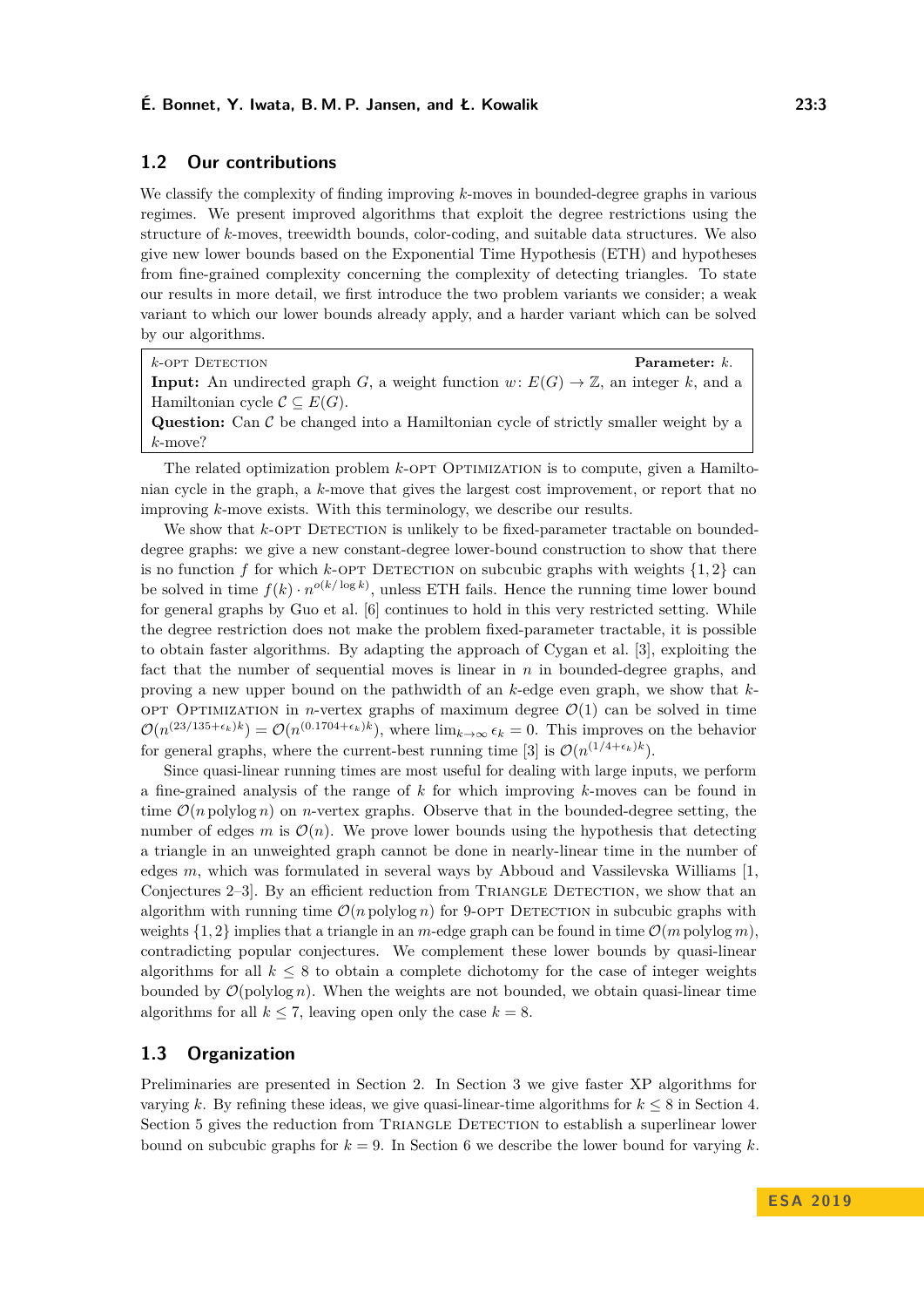## 1.2 Our contributions

We classify the complexity of finding improving $k$-moves in bounded-degree graphs in various regimes. We present improved algorithms that exploit the degree restrictions using the structure of $k$-moves, treewidth bounds, color-coding, and suitable data structures. We also give new lower bounds based on the Exponential Time Hypothesis (ETH) and hypotheses from fine-grained complexity concerning the complexity of detecting triangles. To state our results in more detail, we first introduce the two problem variants we consider; a weak variant to which our lower bounds already apply, and a harder variant which can be solved by our algorithms.

> $k$-OPT DETECTION **Parameter:** $k$.
> **Input:** An undirected graph $G$, a weight function $w\colon E(G) \to \mathbb{Z}$, an integer $k$, and a Hamiltonian cycle $\mathcal{C} \subseteq E(G)$.
> **Question:** Can $\mathcal{C}$ be changed into a Hamiltonian cycle of strictly smaller weight by a $k$-move?

The related optimization problem $k$-OPT OPTIMIZATION is to compute, given a Hamiltonian cycle in the graph, a $k$-move that gives the largest cost improvement, or report that no improving $k$-move exists. With this terminology, we describe our results.

We show that $k$-OPT DETECTION is unlikely to be fixed-parameter tractable on bounded-degree graphs: we give a new constant-degree lower-bound construction to show that there is no function $f$ for which $k$-OPT DETECTION on subcubic graphs with weights $\{1, 2\}$ can be solved in time $f(k) \cdot n^{o(k/\log k)}$, unless ETH fails. Hence the running time lower bound for general graphs by Guo et al. [6] continues to hold in this very restricted setting. While the degree restriction does not make the problem fixed-parameter tractable, it is possible to obtain faster algorithms. By adapting the approach of Cygan et al. [3], exploiting the fact that the number of sequential moves is linear in $n$ in bounded-degree graphs, and proving a new upper bound on the pathwidth of an $k$-edge even graph, we show that $k$-OPT OPTIMIZATION in $n$-vertex graphs of maximum degree $\mathcal{O}(1)$ can be solved in time $\mathcal{O}(n^{(23/135+\epsilon_k)k}) = \mathcal{O}(n^{(0.1704+\epsilon_k)k})$, where $\lim_{k\to\infty} \epsilon_k = 0$. This improves on the behavior for general graphs, where the current-best running time [3] is $\mathcal{O}(n^{(1/4+\epsilon_k)k})$.

Since quasi-linear running times are most useful for dealing with large inputs, we perform a fine-grained analysis of the range of $k$ for which improving $k$-moves can be found in time $\mathcal{O}(n \operatorname{polylog} n)$ on $n$-vertex graphs. Observe that in the bounded-degree setting, the number of edges $m$ is $\mathcal{O}(n)$. We prove lower bounds using the hypothesis that detecting a triangle in an unweighted graph cannot be done in nearly-linear time in the number of edges $m$, which was formulated in several ways by Abboud and Vassilevska Williams [1, Conjectures 2–3]. By an efficient reduction from TRIANGLE DETECTION, we show that an algorithm with running time $\mathcal{O}(n \operatorname{polylog} n)$ for 9-OPT DETECTION in subcubic graphs with weights $\{1, 2\}$ implies that a triangle in an $m$-edge graph can be found in time $\mathcal{O}(m \operatorname{polylog} m)$, contradicting popular conjectures. We complement these lower bounds by quasi-linear algorithms for all $k \leq 8$ to obtain a complete dichotomy for the case of integer weights bounded by $\mathcal{O}(\operatorname{polylog} n)$. When the weights are not bounded, we obtain quasi-linear time algorithms for all $k \leq 7$, leaving open only the case $k = 8$.

## 1.3 Organization

Preliminaries are presented in Section 2. In Section 3 we give faster XP algorithms for varying $k$. By refining these ideas, we give quasi-linear-time algorithms for $k \leq 8$ in Section 4. Section 5 gives the reduction from TRIANGLE DETECTION to establish a superlinear lower bound on subcubic graphs for $k = 9$. In Section 6 we describe the lower bound for varying $k$.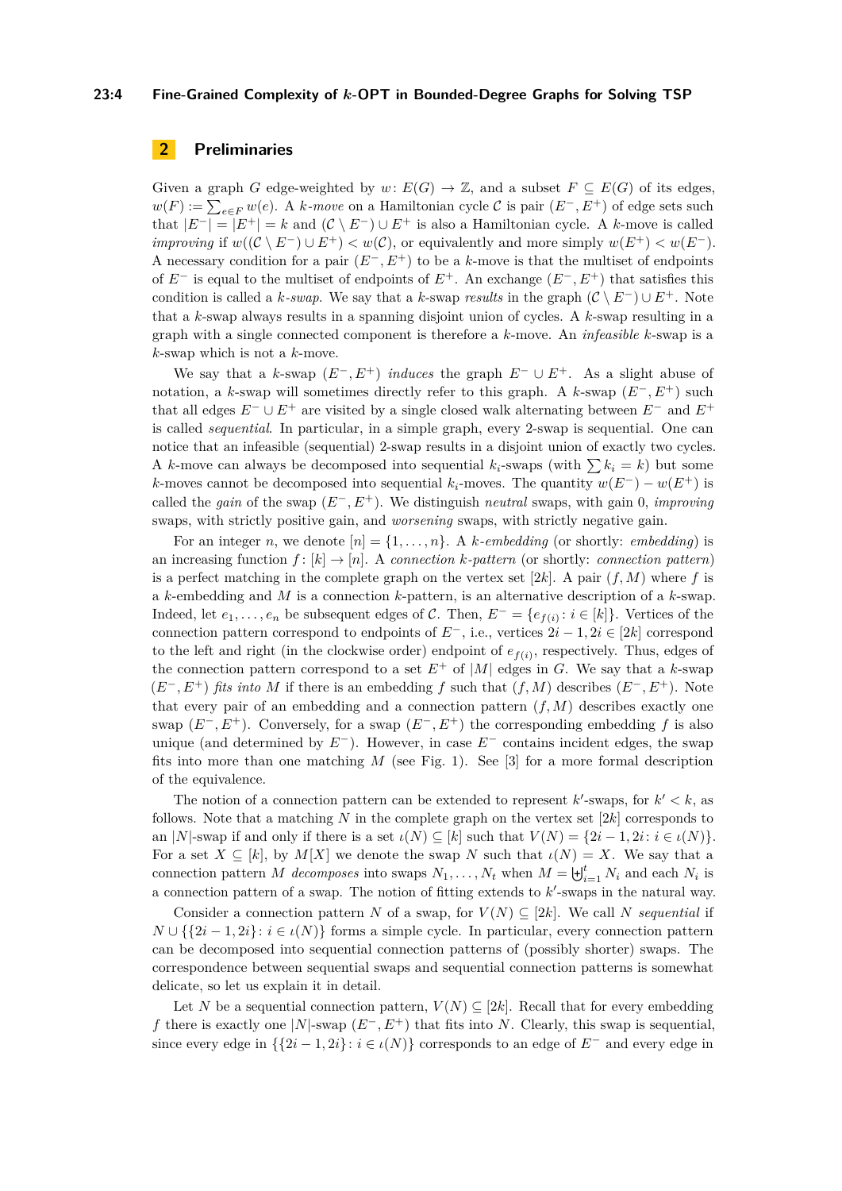## 2 Preliminaries

Given a graph $G$ edge-weighted by $w\colon E(G) \to \mathbb{Z}$, and a subset $F \subseteq E(G)$ of its edges, $w(F) := \sum_{e \in F} w(e)$. A *$k$-move* on a Hamiltonian cycle $\mathcal{C}$ is pair $(E^-, E^+)$ of edge sets such that $|E^-| = |E^+| = k$ and $(\mathcal{C} \setminus E^-) \cup E^+$ is also a Hamiltonian cycle. A $k$-move is called *improving* if $w((\mathcal{C} \setminus E^-) \cup E^+) < w(\mathcal{C})$, or equivalently and more simply $w(E^+) < w(E^-)$. A necessary condition for a pair $(E^-, E^+)$ to be a $k$-move is that the multiset of endpoints of $E^-$ is equal to the multiset of endpoints of $E^+$. An exchange $(E^-, E^+)$ that satisfies this condition is called a *$k$-swap*. We say that a $k$-swap *results* in the graph $(\mathcal{C} \setminus E^-) \cup E^+$. Note that a $k$-swap always results in a spanning disjoint union of cycles. A $k$-swap resulting in a graph with a single connected component is therefore a $k$-move. An *infeasible* $k$-swap is a $k$-swap which is not a $k$-move.

We say that a $k$-swap $(E^-, E^+)$ *induces* the graph $E^- \cup E^+$. As a slight abuse of notation, a $k$-swap will sometimes directly refer to this graph. A $k$-swap $(E^-, E^+)$ such that all edges $E^- \cup E^+$ are visited by a single closed walk alternating between $E^-$ and $E^+$ is called *sequential*. In particular, in a simple graph, every 2-swap is sequential. One can notice that an infeasible (sequential) 2-swap results in a disjoint union of exactly two cycles. A $k$-move can always be decomposed into sequential $k_i$-swaps (with $\sum k_i = k$) but some $k$-moves cannot be decomposed into sequential $k_i$-moves. The quantity $w(E^-) - w(E^+)$ is called the *gain* of the swap $(E^-, E^+)$. We distinguish *neutral* swaps, with gain 0, *improving* swaps, with strictly positive gain, and *worsening* swaps, with strictly negative gain.

For an integer $n$, we denote $[n] = \{1, \ldots, n\}$. A *$k$-embedding* (or shortly: *embedding*) is an increasing function $f\colon [k] \to [n]$. A *connection $k$-pattern* (or shortly: *connection pattern*) is a perfect matching in the complete graph on the vertex set $[2k]$. A pair $(f, M)$ where $f$ is a $k$-embedding and $M$ is a connection $k$-pattern, is an alternative description of a $k$-swap. Indeed, let $e_1, \ldots, e_n$ be subsequent edges of $\mathcal{C}$. Then, $E^- = \{e_{f(i)} \colon i \in [k]\}$. Vertices of the connection pattern correspond to endpoints of $E^-$, i.e., vertices $2i-1, 2i \in [2k]$ correspond to the left and right (in the clockwise order) endpoint of $e_{f(i)}$, respectively. Thus, edges of the connection pattern correspond to a set $E^+$ of $|M|$ edges in $G$. We say that a $k$-swap $(E^-, E^+)$ *fits into* $M$ if there is an embedding $f$ such that $(f, M)$ describes $(E^-, E^+)$. Note that every pair of an embedding and a connection pattern $(f, M)$ describes exactly one swap $(E^-, E^+)$. Conversely, for a swap $(E^-, E^+)$ the corresponding embedding $f$ is also unique (and determined by $E^-$). However, in case $E^-$ contains incident edges, the swap fits into more than one matching $M$ (see Fig. 1). See [3] for a more formal description of the equivalence.

The notion of a connection pattern can be extended to represent $k'$-swaps, for $k' < k$, as follows. Note that a matching $N$ in the complete graph on the vertex set $[2k]$ corresponds to an $|N|$-swap if and only if there is a set $\iota(N) \subseteq [k]$ such that $V(N) = \{2i-1, 2i \colon i \in \iota(N)\}$. For a set $X \subseteq [k]$, by $M[X]$ we denote the swap $N$ such that $\iota(N) = X$. We say that a connection pattern $M$ *decomposes* into swaps $N_1, \ldots, N_t$ when $M = \biguplus_{i=1}^{t} N_i$ and each $N_i$ is a connection pattern of a swap. The notion of sequentiality extends to $k'$-swaps in the natural way.

Consider a connection pattern $N$ of a swap, for $V(N) \subseteq [2k]$. We call $N$ *sequential* if $N \cup \{\{2i-1, 2i\} \colon i \in \iota(N)\}$ forms a simple cycle. In particular, every connection pattern can be decomposed into sequential connection patterns of (possibly shorter) swaps. The correspondence between sequential swaps and sequential connection patterns is somewhat delicate, so let us explain it in detail.

Let $N$ be a sequential connection pattern, $V(N) \subseteq [2k]$. Recall that for every embedding $f$ there is exactly one $|N|$-swap $(E^-, E^+)$ that fits into $N$. Clearly, this swap is sequential, since every edge in $\{\{2i-1, 2i\} \colon i \in \iota(N)\}$ corresponds to an edge of $E^-$ and every edge in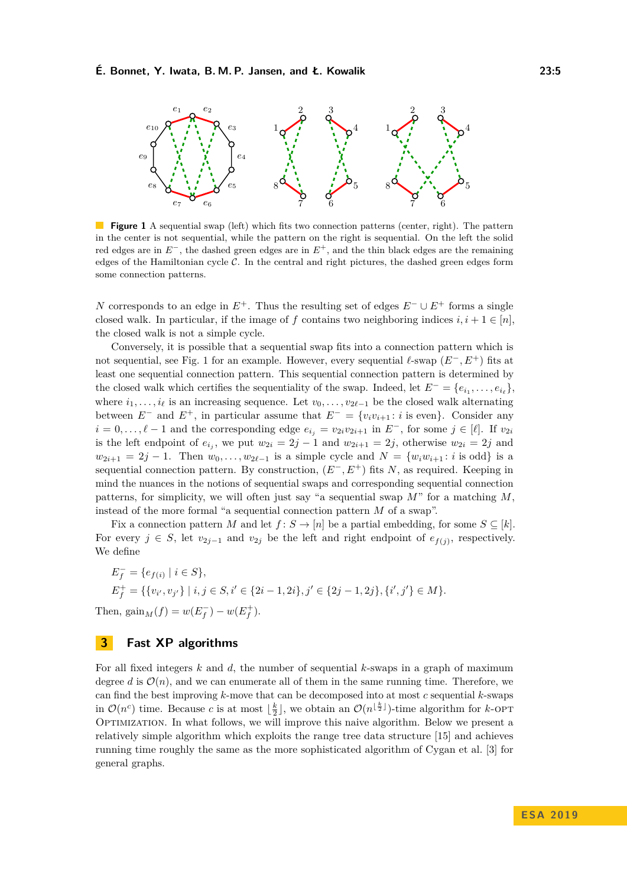**Figure 1** A sequential swap (left) which fits two connection patterns (center, right). The pattern in the center is not sequential, while the pattern on the right is sequential. On the left the solid red edges are in $E^-$, the dashed green edges are in $E^+$, and the thin black edges are the remaining edges of the Hamiltonian cycle $\mathcal{C}$. In the central and right pictures, the dashed green edges form some connection patterns.

$N$ corresponds to an edge in $E^+$. Thus the resulting set of edges $E^- \cup E^+$ forms a single closed walk. In particular, if the image of $f$ contains two neighboring indices $i, i+1 \in [n]$, the closed walk is not a simple cycle.

Conversely, it is possible that a sequential swap fits into a connection pattern which is not sequential, see Fig. 1 for an example. However, every sequential $\ell$-swap $(E^-, E^+)$ fits at least one sequential connection pattern. This sequential connection pattern is determined by the closed walk which certifies the sequentiality of the swap. Indeed, let $E^- = \{e_{i_1}, \ldots, e_{i_\ell}\}$, where $i_1, \ldots, i_\ell$ is an increasing sequence. Let $v_0, \ldots, v_{2\ell-1}$ be the closed walk alternating between $E^-$ and $E^+$, in particular assume that $E^- = \{v_i v_{i+1} : i \text{ is even}\}$. Consider any $i = 0, \ldots, \ell - 1$ and the corresponding edge $e_{i_j} = v_{2i}v_{2i+1}$ in $E^-$, for some $j \in [\ell]$. If $v_{2i}$ is the left endpoint of $e_{i_j}$, we put $w_{2i} = 2j - 1$ and $w_{2i+1} = 2j$, otherwise $w_{2i} = 2j$ and $w_{2i+1} = 2j - 1$. Then $w_0, \ldots, w_{2\ell-1}$ is a simple cycle and $N = \{w_i w_{i+1} : i \text{ is odd}\}$ is a sequential connection pattern. By construction, $(E^-, E^+)$ fits $N$, as required. Keeping in mind the nuances in the notions of sequential swaps and corresponding sequential connection patterns, for simplicity, we will often just say "a sequential swap $M$" for a matching $M$, instead of the more formal "a sequential connection pattern $M$ of a swap".

Fix a connection pattern $M$ and let $f : S \to [n]$ be a partial embedding, for some $S \subseteq [k]$. For every $j \in S$, let $v_{2j-1}$ and $v_{2j}$ be the left and right endpoint of $e_{f(j)}$, respectively. We define

$$E_f^- = \{e_{f(i)} \mid i \in S\},$$

$$E_f^+ = \{\{v_{i'}, v_{j'}\} \mid i, j \in S, i' \in \{2i-1, 2i\}, j' \in \{2j-1, 2j\}, \{i', j'\} \in M\}.$$

Then, $\text{gain}_M(f) = w(E_f^-) - w(E_f^+)$.

## 3 Fast XP algorithms

For all fixed integers $k$ and $d$, the number of sequential $k$-swaps in a graph of maximum degree $d$ is $\mathcal{O}(n)$, and we can enumerate all of them in the same running time. Therefore, we can find the best improving $k$-move that can be decomposed into at most $c$ sequential $k$-swaps in $\mathcal{O}(n^c)$ time. Because $c$ is at most $\lfloor \frac{k}{2} \rfloor$, we obtain an $\mathcal{O}(n^{\lfloor \frac{k}{2} \rfloor})$-time algorithm for $k$-OPT OPTIMIZATION. In what follows, we will improve this naive algorithm. Below we present a relatively simple algorithm which exploits the range tree data structure [15] and achieves running time roughly the same as the more sophisticated algorithm of Cygan et al. [3] for general graphs.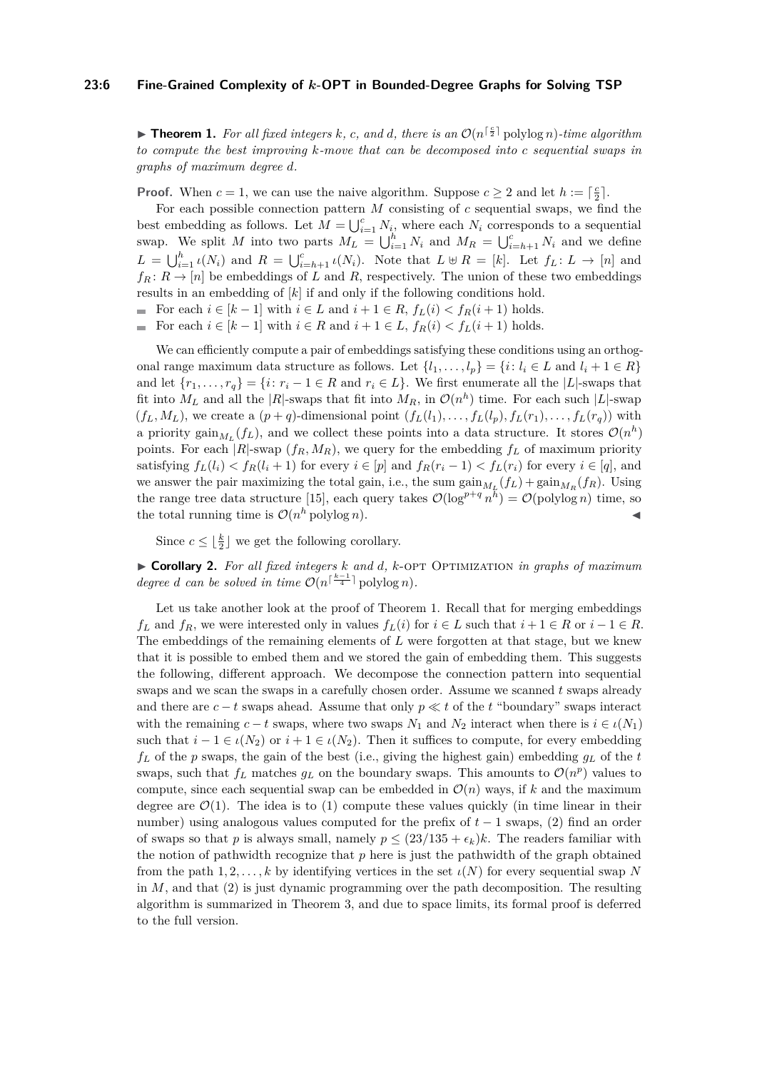▶ **Theorem 1.** *For all fixed integers $k$, $c$, and $d$, there is an $\mathcal{O}(n^{\lceil \frac{c}{2} \rceil} \operatorname{polylog} n)$-time algorithm to compute the best improving $k$-move that can be decomposed into $c$ sequential swaps in graphs of maximum degree $d$.*

**Proof.** When $c = 1$, we can use the naive algorithm. Suppose $c \geq 2$ and let $h := \lceil \frac{c}{2} \rceil$.

For each possible connection pattern $M$ consisting of $c$ sequential swaps, we find the best embedding as follows. Let $M = \bigcup_{i=1}^{c} N_i$, where each $N_i$ corresponds to a sequential swap. We split $M$ into two parts $M_L = \bigcup_{i=1}^{h} N_i$ and $M_R = \bigcup_{i=h+1}^{c} N_i$ and we define $L = \bigcup_{i=1}^{h} \iota(N_i)$ and $R = \bigcup_{i=h+1}^{c} \iota(N_i)$. Note that $L \uplus R = [k]$. Let $f_L \colon L \to [n]$ and $f_R \colon R \to [n]$ be embeddings of $L$ and $R$, respectively. The union of these two embeddings results in an embedding of $[k]$ if and only if the following conditions hold.

- For each $i \in [k-1]$ with $i \in L$ and $i+1 \in R$, $f_L(i) < f_R(i+1)$ holds.
- For each $i \in [k-1]$ with $i \in R$ and $i+1 \in L$, $f_R(i) < f_L(i+1)$ holds.

We can efficiently compute a pair of embeddings satisfying these conditions using an orthogonal range maximum data structure as follows. Let $\{l_1, \ldots, l_p\} = \{i \colon l_i \in L \text{ and } l_i + 1 \in R\}$ and let $\{r_1, \ldots, r_q\} = \{i \colon r_i - 1 \in R \text{ and } r_i \in L\}$. We first enumerate all the $|L|$-swaps that fit into $M_L$ and all the $|R|$-swaps that fit into $M_R$, in $\mathcal{O}(n^h)$ time. For each such $|L|$-swap $(f_L, M_L)$, we create a $(p+q)$-dimensional point $(f_L(l_1), \ldots, f_L(l_p), f_L(r_1), \ldots, f_L(r_q))$ with a priority $\text{gain}_{M_L}(f_L)$, and we collect these points into a data structure. It stores $\mathcal{O}(n^h)$ points. For each $|R|$-swap $(f_R, M_R)$, we query for the embedding $f_L$ of maximum priority satisfying $f_L(l_i) < f_R(l_i + 1)$ for every $i \in [p]$ and $f_R(r_i - 1) < f_L(r_i)$ for every $i \in [q]$, and we answer the pair maximizing the total gain, i.e., the sum $\text{gain}_{M_L}(f_L) + \text{gain}_{M_R}(f_R)$. Using the range tree data structure [15], each query takes $\mathcal{O}(\log^{p+q} n^h) = \mathcal{O}(\operatorname{polylog} n)$ time, so the total running time is $\mathcal{O}(n^h \operatorname{polylog} n)$. ◀

Since $c \leq \lfloor \frac{k}{2} \rfloor$ we get the following corollary.

▶ **Corollary 2.** *For all fixed integers $k$ and $d$, $k$-OPT OPTIMIZATION in graphs of maximum degree $d$ can be solved in time $\mathcal{O}(n^{\lceil \frac{k-1}{4} \rceil} \operatorname{polylog} n)$.*

Let us take another look at the proof of Theorem 1. Recall that for merging embeddings $f_L$ and $f_R$, we were interested only in values $f_L(i)$ for $i \in L$ such that $i+1 \in R$ or $i-1 \in R$. The embeddings of the remaining elements of $L$ were forgotten at that stage, but we knew that it is possible to embed them and we stored the gain of embedding them. This suggests the following, different approach. We decompose the connection pattern into sequential swaps and we scan the swaps in a carefully chosen order. Assume we scanned $t$ swaps already and there are $c - t$ swaps ahead. Assume that only $p \ll t$ of the $t$ "boundary" swaps interact with the remaining $c - t$ swaps, where two swaps $N_1$ and $N_2$ interact when there is $i \in \iota(N_1)$ such that $i - 1 \in \iota(N_2)$ or $i + 1 \in \iota(N_2)$. Then it suffices to compute, for every embedding $f_L$ of the $p$ swaps, the gain of the best (i.e., giving the highest gain) embedding $g_L$ of the $t$ swaps, such that $f_L$ matches $g_L$ on the boundary swaps. This amounts to $\mathcal{O}(n^p)$ values to compute, since each sequential swap can be embedded in $\mathcal{O}(n)$ ways, if $k$ and the maximum degree are $\mathcal{O}(1)$. The idea is to (1) compute these values quickly (in time linear in their number) using analogous values computed for the prefix of $t - 1$ swaps, (2) find an order of swaps so that $p$ is always small, namely $p \leq (23/135 + \epsilon_k)k$. The readers familiar with the notion of pathwidth recognize that $p$ here is just the pathwidth of the graph obtained from the path $1, 2, \ldots, k$ by identifying vertices in the set $\iota(N)$ for every sequential swap $N$ in $M$, and that (2) is just dynamic programming over the path decomposition. The resulting algorithm is summarized in Theorem 3, and due to space limits, its formal proof is deferred to the full version.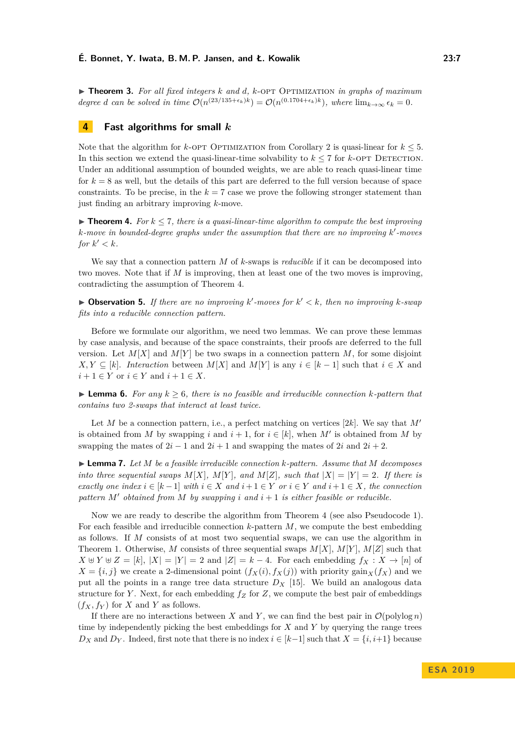▶ **Theorem 3.** *For all fixed integers $k$ and $d$, $k$-OPT OPTIMIZATION in graphs of maximum degree $d$ can be solved in time $\mathcal{O}(n^{(23/135+\epsilon_k)k}) = \mathcal{O}(n^{(0.1704+\epsilon_k)k})$, where $\lim_{k\to\infty} \epsilon_k = 0$.*

## 4 Fast algorithms for small $k$

Note that the algorithm for $k$-OPT OPTIMIZATION from Corollary 2 is quasi-linear for $k \leq 5$. In this section we extend the quasi-linear-time solvability to $k \leq 7$ for $k$-OPT DETECTION. Under an additional assumption of bounded weights, we are able to reach quasi-linear time for $k = 8$ as well, but the details of this part are deferred to the full version because of space constraints. To be precise, in the $k = 7$ case we prove the following stronger statement than just finding an arbitrary improving $k$-move.

▶ **Theorem 4.** *For $k \leq 7$, there is a quasi-linear-time algorithm to compute the best improving $k$-move in bounded-degree graphs under the assumption that there are no improving $k'$-moves for $k' < k$.*

We say that a connection pattern $M$ of $k$-swaps is *reducible* if it can be decomposed into two moves. Note that if $M$ is improving, then at least one of the two moves is improving, contradicting the assumption of Theorem 4.

▶ **Observation 5.** *If there are no improving $k'$-moves for $k' < k$, then no improving $k$-swap fits into a reducible connection pattern.*

Before we formulate our algorithm, we need two lemmas. We can prove these lemmas by case analysis, and because of the space constraints, their proofs are deferred to the full version. Let $M[X]$ and $M[Y]$ be two swaps in a connection pattern $M$, for some disjoint $X, Y \subseteq [k]$. *Interaction* between $M[X]$ and $M[Y]$ is any $i \in [k-1]$ such that $i \in X$ and $i+1 \in Y$ or $i \in Y$ and $i+1 \in X$.

▶ **Lemma 6.** *For any $k \geq 6$, there is no feasible and irreducible connection $k$-pattern that contains two 2-swaps that interact at least twice.*

Let $M$ be a connection pattern, i.e., a perfect matching on vertices $[2k]$. We say that $M'$ is obtained from $M$ by swapping $i$ and $i+1$, for $i \in [k]$, when $M'$ is obtained from $M$ by swapping the mates of $2i-1$ and $2i+1$ and swapping the mates of $2i$ and $2i+2$.

▶ **Lemma 7.** *Let $M$ be a feasible irreducible connection $k$-pattern. Assume that $M$ decomposes into three sequential swaps $M[X]$, $M[Y]$, and $M[Z]$, such that $|X| = |Y| = 2$. If there is exactly one index $i \in [k-1]$ with $i \in X$ and $i+1 \in Y$ or $i \in Y$ and $i+1 \in X$, the connection pattern $M'$ obtained from $M$ by swapping $i$ and $i+1$ is either feasible or reducible.*

Now we are ready to describe the algorithm from Theorem 4 (see also Pseudocode 1). For each feasible and irreducible connection $k$-pattern $M$, we compute the best embedding as follows. If $M$ consists of at most two sequential swaps, we can use the algorithm in Theorem 1. Otherwise, $M$ consists of three sequential swaps $M[X]$, $M[Y]$, $M[Z]$ such that $X \uplus Y \uplus Z = [k]$, $|X| = |Y| = 2$ and $|Z| = k-4$. For each embedding $f_X : X \to [n]$ of $X = \{i, j\}$ we create a 2-dimensional point $(f_X(i), f_X(j))$ with priority $\text{gain}_X(f_X)$ and we put all the points in a range tree data structure $D_X$ [15]. We build an analogous data structure for $Y$. Next, for each embedding $f_Z$ for $Z$, we compute the best pair of embeddings $(f_X, f_Y)$ for $X$ and $Y$ as follows.

If there are no interactions between $X$ and $Y$, we can find the best pair in $\mathcal{O}(\text{polylog}\, n)$ time by independently picking the best embeddings for $X$ and $Y$ by querying the range trees $D_X$ and $D_Y$. Indeed, first note that there is no index $i \in [k-1]$ such that $X = \{i, i+1\}$ because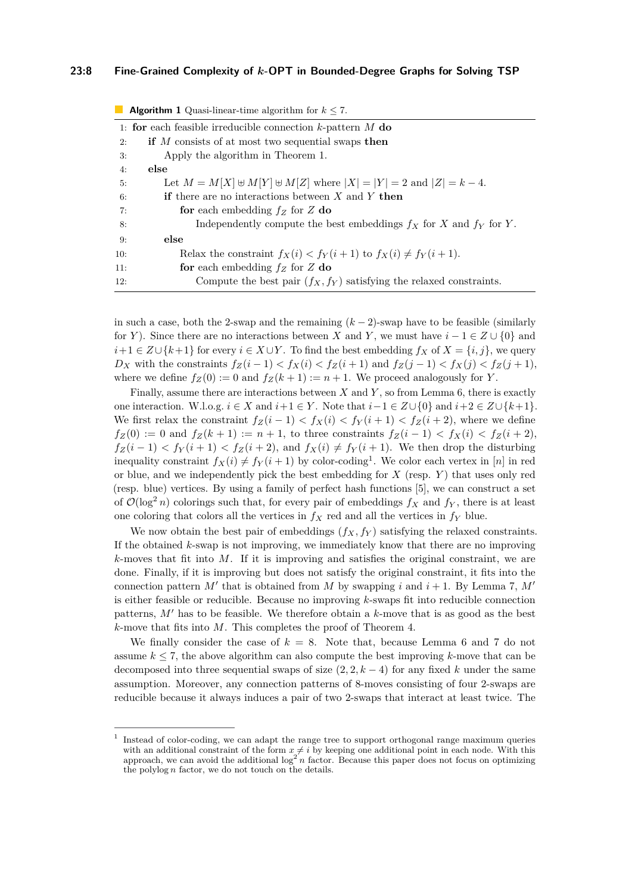**Algorithm 1** Quasi-linear-time algorithm for $k \leq 7$.

```
1: for each feasible irreducible connection k-pattern M do
2:     if M consists of at most two sequential swaps then
3:         Apply the algorithm in Theorem 1.
4:     else
5:         Let M = M[X] ⊎ M[Y] ⊎ M[Z] where |X| = |Y| = 2 and |Z| = k − 4.
6:         if there are no interactions between X and Y then
7:             for each embedding f_Z for Z do
8:                 Independently compute the best embeddings f_X for X and f_Y for Y.
9:         else
10:            Relax the constraint f_X(i) < f_Y(i+1) to f_X(i) ≠ f_Y(i+1).
11:            for each embedding f_Z for Z do
12:                Compute the best pair (f_X, f_Y) satisfying the relaxed constraints.
```

in such a case, both the 2-swap and the remaining $(k-2)$-swap have to be feasible (similarly for $Y$). Since there are no interactions between $X$ and $Y$, we must have $i-1 \in Z \cup \{0\}$ and $i+1 \in Z \cup \{k+1\}$ for every $i \in X \cup Y$. To find the best embedding $f_X$ of $X = \{i, j\}$, we query $D_X$ with the constraints $f_Z(i-1) < f_X(i) < f_Z(i+1)$ and $f_Z(j-1) < f_X(j) < f_Z(j+1)$, where we define $f_Z(0) := 0$ and $f_Z(k+1) := n+1$. We proceed analogously for $Y$.

Finally, assume there are interactions between $X$ and $Y$, so from Lemma 6, there is exactly one interaction. W.l.o.g. $i \in X$ and $i+1 \in Y$. Note that $i-1 \in Z \cup \{0\}$ and $i+2 \in Z \cup \{k+1\}$. We first relax the constraint $f_Z(i-1) < f_X(i) < f_Y(i+1) < f_Z(i+2)$, where we define $f_Z(0) := 0$ and $f_Z(k+1) := n+1$, to three constraints $f_Z(i-1) < f_X(i) < f_Z(i+2)$, $f_Z(i-1) < f_Y(i+1) < f_Z(i+2)$, and $f_X(i) \neq f_Y(i+1)$. We then drop the disturbing inequality constraint $f_X(i) \neq f_Y(i+1)$ by color-coding[1]. We color each vertex in $[n]$ in red or blue, and we independently pick the best embedding for $X$ (resp. $Y$) that uses only red (resp. blue) vertices. By using a family of perfect hash functions [5], we can construct a set of $\mathcal{O}(\log^2 n)$ colorings such that, for every pair of embeddings $f_X$ and $f_Y$, there is at least one coloring that colors all the vertices in $f_X$ red and all the vertices in $f_Y$ blue.

We now obtain the best pair of embeddings $(f_X, f_Y)$ satisfying the relaxed constraints. If the obtained $k$-swap is not improving, we immediately know that there are no improving $k$-moves that fit into $M$. If it is improving and satisfies the original constraint, we are done. Finally, if it is improving but does not satisfy the original constraint, it fits into the connection pattern $M'$ that is obtained from $M$ by swapping $i$ and $i+1$. By Lemma 7, $M'$ is either feasible or reducible. Because no improving $k$-swaps fit into reducible connection patterns, $M'$ has to be feasible. We therefore obtain a $k$-move that is as good as the best $k$-move that fits into $M$. This completes the proof of Theorem 4.

We finally consider the case of $k = 8$. Note that, because Lemma 6 and 7 do not assume $k \leq 7$, the above algorithm can also compute the best improving $k$-move that can be decomposed into three sequential swaps of size $(2, 2, k-4)$ for any fixed $k$ under the same assumption. Moreover, any connection patterns of 8-moves consisting of four 2-swaps are reducible because it always induces a pair of two 2-swaps that interact at least twice. The

---

[1] Instead of color-coding, we can adapt the range tree to support orthogonal range maximum queries with an additional constraint of the form $x \neq i$ by keeping one additional point in each node. With this approach, we can avoid the additional $\log^2 n$ factor. Because this paper does not focus on optimizing the polylog $n$ factor, we do not touch on the details.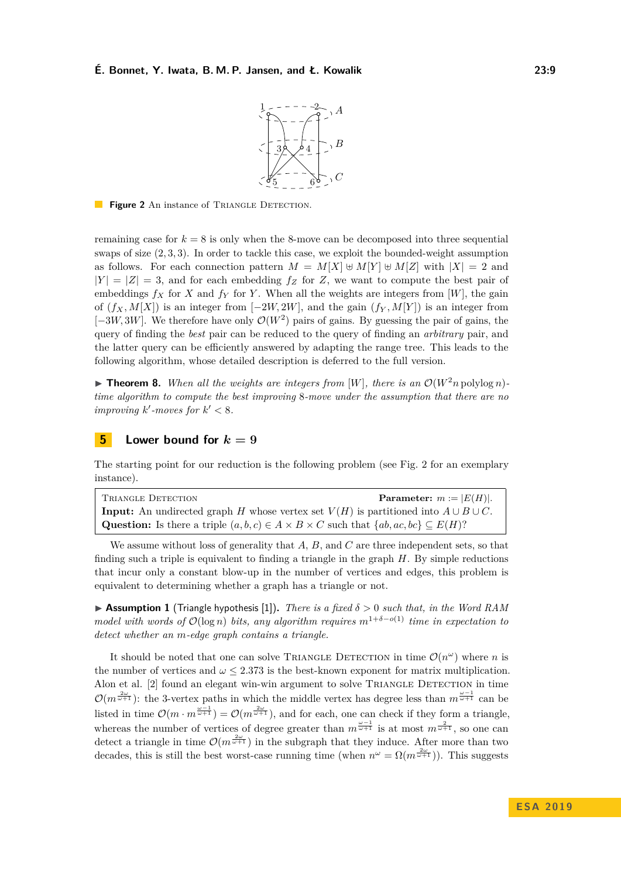**Figure 2** An instance of Triangle Detection.

remaining case for $k = 8$ is only when the 8-move can be decomposed into three sequential swaps of size $(2, 3, 3)$. In order to tackle this case, we exploit the bounded-weight assumption as follows. For each connection pattern $M = M[X] \uplus M[Y] \uplus M[Z]$ with $|X| = 2$ and $|Y| = |Z| = 3$, and for each embedding $f_Z$ for $Z$, we want to compute the best pair of embeddings $f_X$ for $X$ and $f_Y$ for $Y$. When all the weights are integers from $[W]$, the gain of $(f_X, M[X])$ is an integer from $[-2W, 2W]$, and the gain $(f_Y, M[Y])$ is an integer from $[-3W, 3W]$. We therefore have only $\mathcal{O}(W^2)$ pairs of gains. By guessing the pair of gains, the query of finding the *best* pair can be reduced to the query of finding an *arbitrary* pair, and the latter query can be efficiently answered by adapting the range tree. This leads to the following algorithm, whose detailed description is deferred to the full version.

▶ **Theorem 8.** *When all the weights are integers from $[W]$, there is an $\mathcal{O}(W^2 n \operatorname{polylog} n)$-time algorithm to compute the best improving 8-move under the assumption that there are no improving $k'$-moves for $k' < 8$.*

## 5 Lower bound for $k = 9$

The starting point for our reduction is the following problem (see Fig. 2 for an exemplary instance).

> Triangle Detection **Parameter:** $m := |E(H)|$.
> **Input:** An undirected graph $H$ whose vertex set $V(H)$ is partitioned into $A \cup B \cup C$.
> **Question:** Is there a triple $(a, b, c) \in A \times B \times C$ such that $\{ab, ac, bc\} \subseteq E(H)$?

We assume without loss of generality that $A$, $B$, and $C$ are three independent sets, so that finding such a triple is equivalent to finding a triangle in the graph $H$. By simple reductions that incur only a constant blow-up in the number of vertices and edges, this problem is equivalent to determining whether a graph has a triangle or not.

▶ **Assumption 1** (Triangle hypothesis [1]). *There is a fixed $\delta > 0$ such that, in the Word RAM model with words of $\mathcal{O}(\log n)$ bits, any algorithm requires $m^{1+\delta-o(1)}$ time in expectation to detect whether an $m$-edge graph contains a triangle.*

It should be noted that one can solve Triangle Detection in time $\mathcal{O}(n^\omega)$ where $n$ is the number of vertices and $\omega \leq 2.373$ is the best-known exponent for matrix multiplication. Alon et al. [2] found an elegant win-win argument to solve Triangle Detection in time $\mathcal{O}(m^{\frac{2\omega}{\omega+1}})$: the 3-vertex paths in which the middle vertex has degree less than $m^{\frac{\omega-1}{\omega+1}}$ can be listed in time $\mathcal{O}(m \cdot m^{\frac{\omega-1}{\omega+1}}) = \mathcal{O}(m^{\frac{2\omega}{\omega+1}})$, and for each, one can check if they form a triangle, whereas the number of vertices of degree greater than $m^{\frac{\omega-1}{\omega+1}}$ is at most $m^{\frac{2}{\omega+1}}$, so one can detect a triangle in time $\mathcal{O}(m^{\frac{2\omega}{\omega+1}})$ in the subgraph that they induce. After more than two decades, this is still the best worst-case running time (when $n^\omega = \Omega(m^{\frac{2\omega}{\omega+1}})$). This suggests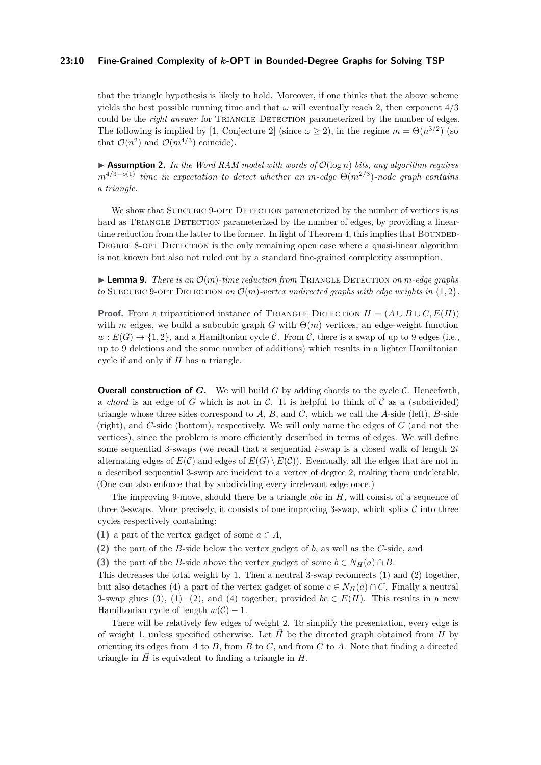that the triangle hypothesis is likely to hold. Moreover, if one thinks that the above scheme yields the best possible running time and that $\omega$ will eventually reach 2, then exponent $4/3$ could be the *right answer* for Triangle Detection parameterized by the number of edges. The following is implied by [1, Conjecture 2] (since $\omega \geq 2$), in the regime $m = \Theta(n^{3/2})$ (so that $\mathcal{O}(n^2)$ and $\mathcal{O}(m^{4/3})$ coincide).

▶ **Assumption 2.** *In the Word RAM model with words of $\mathcal{O}(\log n)$ bits, any algorithm requires $m^{4/3-o(1)}$ time in expectation to detect whether an $m$-edge $\Theta(m^{2/3})$-node graph contains a triangle.*

We show that Subcubic 9-opt Detection parameterized by the number of vertices is as hard as Triangle Detection parameterized by the number of edges, by providing a linear-time reduction from the latter to the former. In light of Theorem 4, this implies that Bounded-Degree 8-opt Detection is the only remaining open case where a quasi-linear algorithm is not known but also not ruled out by a standard fine-grained complexity assumption.

▶ **Lemma 9.** *There is an $\mathcal{O}(m)$-time reduction from* Triangle Detection *on $m$-edge graphs to* Subcubic 9-opt Detection *on $\mathcal{O}(m)$-vertex undirected graphs with edge weights in $\{1, 2\}$.*

**Proof.** From a tripartitioned instance of Triangle Detection $H = (A \cup B \cup C, E(H))$ with $m$ edges, we build a subcubic graph $G$ with $\Theta(m)$ vertices, an edge-weight function $w : E(G) \to \{1, 2\}$, and a Hamiltonian cycle $\mathcal{C}$. From $\mathcal{C}$, there is a swap of up to 9 edges (i.e., up to 9 deletions and the same number of additions) which results in a lighter Hamiltonian cycle if and only if $H$ has a triangle.

**Overall construction of $G$.** We will build $G$ by adding chords to the cycle $\mathcal{C}$. Henceforth, a *chord* is an edge of $G$ which is not in $\mathcal{C}$. It is helpful to think of $\mathcal{C}$ as a (subdivided) triangle whose three sides correspond to $A$, $B$, and $C$, which we call the $A$-side (left), $B$-side (right), and $C$-side (bottom), respectively. We will only name the edges of $G$ (and not the vertices), since the problem is more efficiently described in terms of edges. We will define some sequential 3-swaps (we recall that a sequential $i$-swap is a closed walk of length $2i$ alternating edges of $E(\mathcal{C})$ and edges of $E(G) \setminus E(\mathcal{C})$). Eventually, all the edges that are not in a described sequential 3-swap are incident to a vertex of degree 2, making them undeletable. (One can also enforce that by subdividing every irrelevant edge once.)

The improving 9-move, should there be a triangle $abc$ in $H$, will consist of a sequence of three 3-swaps. More precisely, it consists of one improving 3-swap, which splits $\mathcal{C}$ into three cycles respectively containing:

**(1)** a part of the vertex gadget of some $a \in A$,

**(2)** the part of the $B$-side below the vertex gadget of $b$, as well as the $C$-side, and

**(3)** the part of the $B$-side above the vertex gadget of some $b \in N_H(a) \cap B$.

This decreases the total weight by 1. Then a neutral 3-swap reconnects (1) and (2) together, but also detaches (4) a part of the vertex gadget of some $c \in N_H(a) \cap C$. Finally a neutral 3-swap glues (3), (1)+(2), and (4) together, provided $bc \in E(H)$. This results in a new Hamiltonian cycle of length $w(\mathcal{C}) - 1$.

There will be relatively few edges of weight 2. To simplify the presentation, every edge is of weight 1, unless specified otherwise. Let $\vec{H}$ be the directed graph obtained from $H$ by orienting its edges from $A$ to $B$, from $B$ to $C$, and from $C$ to $A$. Note that finding a directed triangle in $\vec{H}$ is equivalent to finding a triangle in $H$.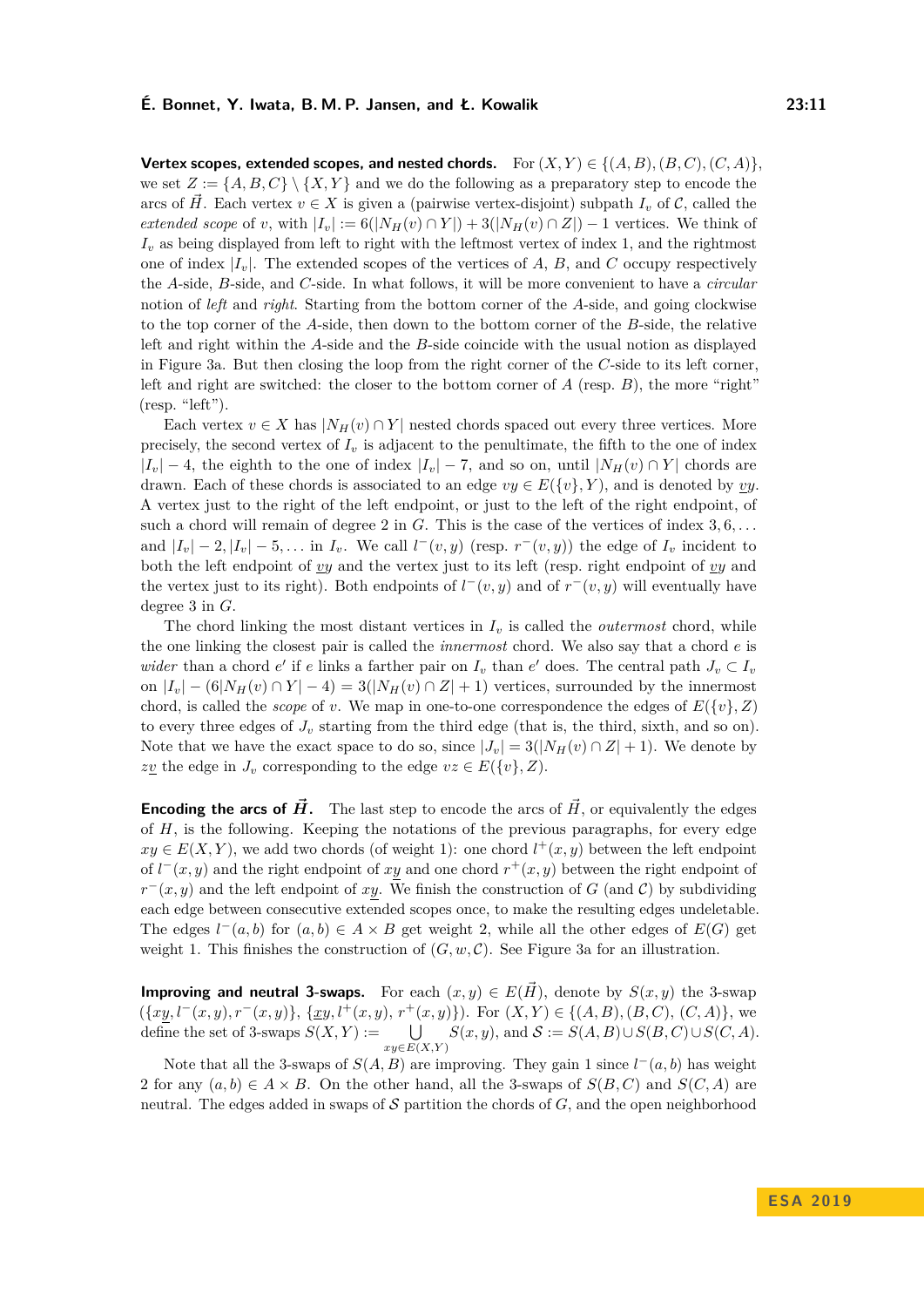**Vertex scopes, extended scopes, and nested chords.** For $(X,Y) \in \{(A,B),(B,C),(C,A)\}$, we set $Z := \{A,B,C\} \setminus \{X,Y\}$ and we do the following as a preparatory step to encode the arcs of $\vec{H}$. Each vertex $v \in X$ is given a (pairwise vertex-disjoint) subpath $I_v$ of $\mathcal{C}$, called the *extended scope* of $v$, with $|I_v| := 6(|N_H(v) \cap Y|) + 3(|N_H(v) \cap Z|) - 1$ vertices. We think of $I_v$ as being displayed from left to right with the leftmost vertex of index 1, and the rightmost one of index $|I_v|$. The extended scopes of the vertices of $A$, $B$, and $C$ occupy respectively the $A$-side, $B$-side, and $C$-side. In what follows, it will be more convenient to have a *circular* notion of *left* and *right*. Starting from the bottom corner of the $A$-side, and going clockwise to the top corner of the $A$-side, then down to the bottom corner of the $B$-side, the relative left and right within the $A$-side and the $B$-side coincide with the usual notion as displayed in Figure 3a. But then closing the loop from the right corner of the $C$-side to its left corner, left and right are switched: the closer to the bottom corner of $A$ (resp. $B$), the more "right" (resp. "left").

Each vertex $v \in X$ has $|N_H(v) \cap Y|$ nested chords spaced out every three vertices. More precisely, the second vertex of $I_v$ is adjacent to the penultimate, the fifth to the one of index $|I_v| - 4$, the eighth to the one of index $|I_v| - 7$, and so on, until $|N_H(v) \cap Y|$ chords are drawn. Each of these chords is associated to an edge $vy \in E(\{v\}, Y)$, and is denoted by $\underline{vy}$. A vertex just to the right of the left endpoint, or just to the left of the right endpoint, of such a chord will remain of degree 2 in $G$. This is the case of the vertices of index $3, 6, \ldots$ and $|I_v| - 2, |I_v| - 5, \ldots$ in $I_v$. We call $l^-(v,y)$ (resp. $r^-(v,y)$) the edge of $I_v$ incident to both the left endpoint of $\underline{vy}$ and the vertex just to its left (resp. right endpoint of $\underline{vy}$ and the vertex just to its right). Both endpoints of $l^-(v,y)$ and of $r^-(v,y)$ will eventually have degree 3 in $G$.

The chord linking the most distant vertices in $I_v$ is called the *outermost* chord, while the one linking the closest pair is called the *innermost* chord. We also say that a chord $e$ is *wider* than a chord $e'$ if $e$ links a farther pair on $I_v$ than $e'$ does. The central path $J_v \subset I_v$ on $|I_v| - (6|N_H(v) \cap Y| - 4) = 3(|N_H(v) \cap Z| + 1)$ vertices, surrounded by the innermost chord, is called the *scope* of $v$. We map in one-to-one correspondence the edges of $E(\{v\}, Z)$ to every three edges of $J_v$ starting from the third edge (that is, the third, sixth, and so on). Note that we have the exact space to do so, since $|J_v| = 3(|N_H(v) \cap Z| + 1)$. We denote by $\underline{zv}$ the edge in $J_v$ corresponding to the edge $vz \in E(\{v\}, Z)$.

**Encoding the arcs of $\vec{H}$.** The last step to encode the arcs of $\vec{H}$, or equivalently the edges of $H$, is the following. Keeping the notations of the previous paragraphs, for every edge $xy \in E(X,Y)$, we add two chords (of weight 1): one chord $l^+(x,y)$ between the left endpoint of $l^-(x,y)$ and the right endpoint of $\underline{xy}$ and one chord $r^+(x,y)$ between the right endpoint of $r^-(x,y)$ and the left endpoint of $\underline{xy}$. We finish the construction of $G$ (and $\mathcal{C}$) by subdividing each edge between consecutive extended scopes once, to make the resulting edges undeletable. The edges $l^-(a,b)$ for $(a,b) \in A \times B$ get weight 2, while all the other edges of $E(G)$ get weight 1. This finishes the construction of $(G, w, \mathcal{C})$. See Figure 3a for an illustration.

**Improving and neutral 3-swaps.** For each $(x,y) \in E(\vec{H})$, denote by $S(x,y)$ the 3-swap $(\{\underline{xy}, l^-(x,y), r^-(x,y)\}, \{\underline{xy}, l^+(x,y), r^+(x,y)\})$. For $(X,Y) \in \{(A,B),(B,C),(C,A)\}$, we define the set of 3-swaps $S(X,Y) := \bigcup_{xy \in E(X,Y)} S(x,y)$, and $\mathcal{S} := S(A,B) \cup S(B,C) \cup S(C,A)$.

Note that all the 3-swaps of $S(A,B)$ are improving. They gain 1 since $l^-(a,b)$ has weight 2 for any $(a,b) \in A \times B$. On the other hand, all the 3-swaps of $S(B,C)$ and $S(C,A)$ are neutral. The edges added in swaps of $\mathcal{S}$ partition the chords of $G$, and the open neighborhood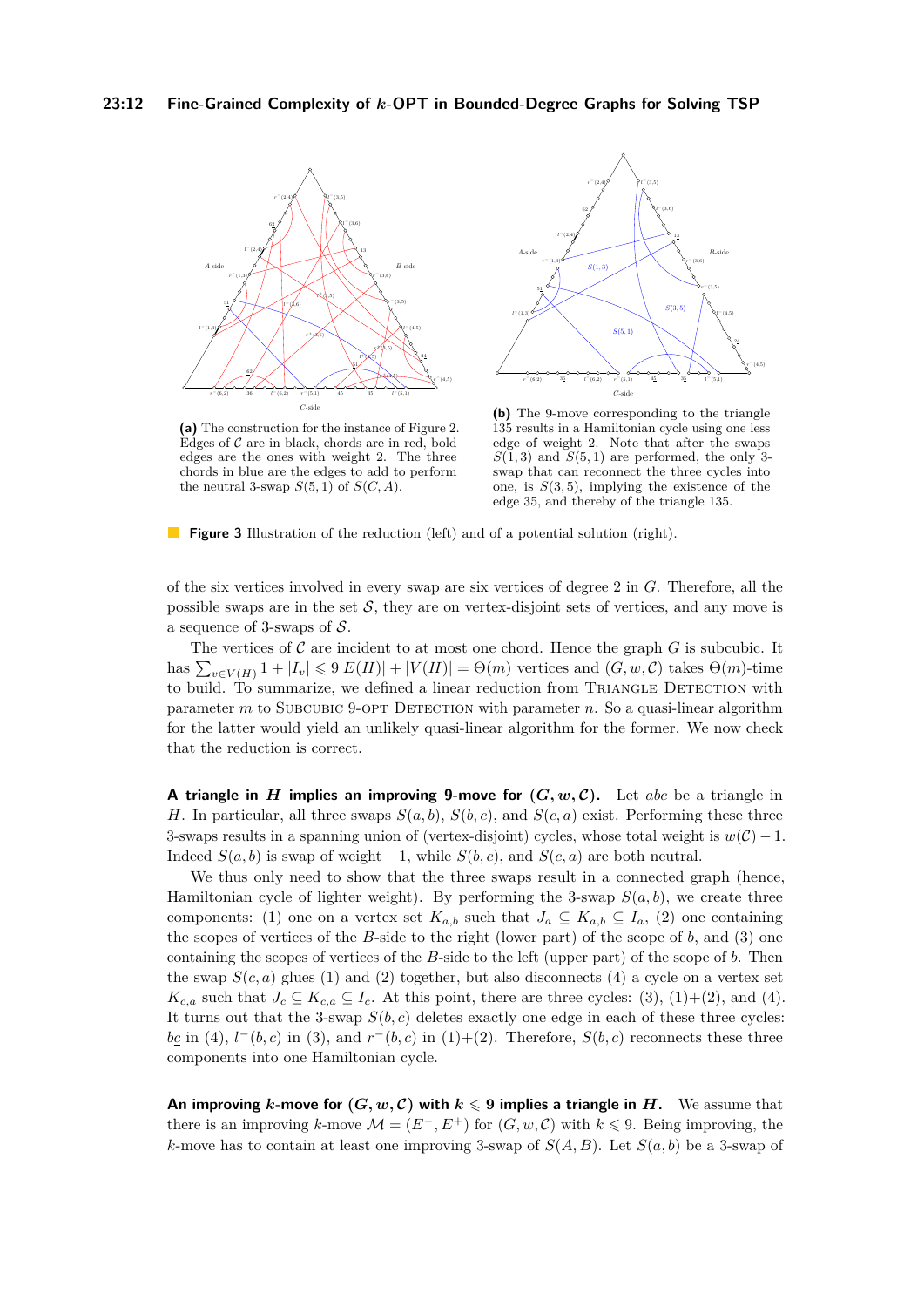**(a)** The construction for the instance of Figure 2. Edges of $\mathcal{C}$ are in black, chords are in red, bold edges are the ones with weight 2. The three chords in blue are the edges to add to perform the neutral 3-swap $S(5,1)$ of $S(C,A)$.

**(b)** The 9-move corresponding to the triangle 135 results in a Hamiltonian cycle using one less edge of weight 2. Note that after the swaps $S(1,3)$ and $S(5,1)$ are performed, the only 3-swap that can reconnect the three cycles into one, is $S(3,5)$, implying the existence of the edge 35, and thereby of the triangle 135.

**Figure 3** Illustration of the reduction (left) and of a potential solution (right).

of the six vertices involved in every swap are six vertices of degree 2 in $G$. Therefore, all the possible swaps are in the set $\mathcal{S}$, they are on vertex-disjoint sets of vertices, and any move is a sequence of 3-swaps of $\mathcal{S}$.

The vertices of $\mathcal{C}$ are incident to at most one chord. Hence the graph $G$ is subcubic. It has $\sum_{v \in V(H)} 1 + |I_v| \leqslant 9|E(H)| + |V(H)| = \Theta(m)$ vertices and $(G, w, \mathcal{C})$ takes $\Theta(m)$-time to build. To summarize, we defined a linear reduction from Triangle Detection with parameter $m$ to Subcubic 9-opt Detection with parameter $n$. So a quasi-linear algorithm for the latter would yield an unlikely quasi-linear algorithm for the former. We now check that the reduction is correct.

**A triangle in $H$ implies an improving 9-move for $(G, w, \mathcal{C})$.** Let $abc$ be a triangle in $H$. In particular, all three swaps $S(a,b)$, $S(b,c)$, and $S(c,a)$ exist. Performing these three 3-swaps results in a spanning union of (vertex-disjoint) cycles, whose total weight is $w(\mathcal{C}) - 1$. Indeed $S(a,b)$ is swap of weight $-1$, while $S(b,c)$, and $S(c,a)$ are both neutral.

We thus only need to show that the three swaps result in a connected graph (hence, Hamiltonian cycle of lighter weight). By performing the 3-swap $S(a,b)$, we create three components: (1) one on a vertex set $K_{a,b}$ such that $J_a \subseteq K_{a,b} \subseteq I_a$, (2) one containing the scopes of vertices of the $B$-side to the right (lower part) of the scope of $b$, and (3) one containing the scopes of vertices of the $B$-side to the left (upper part) of the scope of $b$. Then the swap $S(c,a)$ glues (1) and (2) together, but also disconnects (4) a cycle on a vertex set $K_{c,a}$ such that $J_c \subseteq K_{c,a} \subseteq I_c$. At this point, there are three cycles: (3), (1)+(2), and (4). It turns out that the 3-swap $S(b,c)$ deletes exactly one edge in each of these three cycles: $b\underline{c}$ in (4), $l^-(b,c)$ in (3), and $r^-(b,c)$ in (1)+(2). Therefore, $S(b,c)$ reconnects these three components into one Hamiltonian cycle.

**An improving $k$-move for $(G, w, \mathcal{C})$ with $k \leqslant 9$ implies a triangle in $H$.** We assume that there is an improving $k$-move $\mathcal{M} = (E^-, E^+)$ for $(G, w, \mathcal{C})$ with $k \leqslant 9$. Being improving, the $k$-move has to contain at least one improving 3-swap of $S(A,B)$. Let $S(a,b)$ be a 3-swap of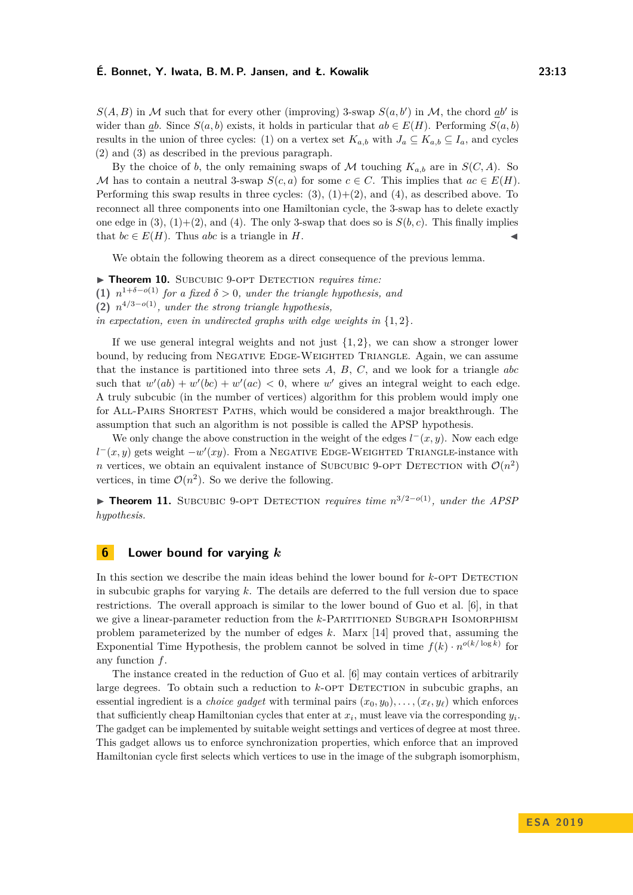$S(A, B)$ in $\mathcal{M}$ such that for every other (improving) 3-swap $S(a, b')$ in $\mathcal{M}$, the chord $\underline{a}b'$ is wider than $\underline{a}b$. Since $S(a, b)$ exists, it holds in particular that $ab \in E(H)$. Performing $S(a, b)$ results in the union of three cycles: (1) on a vertex set $K_{a,b}$ with $J_a \subseteq K_{a,b} \subseteq I_a$, and cycles (2) and (3) as described in the previous paragraph.

By the choice of $b$, the only remaining swaps of $\mathcal{M}$ touching $K_{a,b}$ are in $S(C, A)$. So $\mathcal{M}$ has to contain a neutral 3-swap $S(c, a)$ for some $c \in C$. This implies that $ac \in E(H)$. Performing this swap results in three cycles: (3), (1)+(2), and (4), as described above. To reconnect all three components into one Hamiltonian cycle, the 3-swap has to delete exactly one edge in (3), (1)+(2), and (4). The only 3-swap that does so is $S(b, c)$. This finally implies that $bc \in E(H)$. Thus $abc$ is a triangle in $H$. ◀

We obtain the following theorem as a direct consequence of the previous lemma.

▶ **Theorem 10.** Subcubic 9-opt Detection *requires time:*
**(1)** $n^{1+\delta-o(1)}$ *for a fixed* $\delta > 0$*, under the triangle hypothesis, and*
**(2)** $n^{4/3-o(1)}$*, under the strong triangle hypothesis,*
*in expectation, even in undirected graphs with edge weights in* $\{1, 2\}$.

If we use general integral weights and not just $\{1, 2\}$, we can show a stronger lower bound, by reducing from Negative Edge-Weighted Triangle. Again, we can assume that the instance is partitioned into three sets $A$, $B$, $C$, and we look for a triangle $abc$ such that $w'(ab) + w'(bc) + w'(ac) < 0$, where $w'$ gives an integral weight to each edge. A truly subcubic (in the number of vertices) algorithm for this problem would imply one for All-Pairs Shortest Paths, which would be considered a major breakthrough. The assumption that such an algorithm is not possible is called the APSP hypothesis.

We only change the above construction in the weight of the edges $l^-(x, y)$. Now each edge $l^-(x, y)$ gets weight $-w'(xy)$. From a Negative Edge-Weighted Triangle-instance with $n$ vertices, we obtain an equivalent instance of Subcubic 9-opt Detection with $\mathcal{O}(n^2)$ vertices, in time $\mathcal{O}(n^2)$. So we derive the following.

▶ **Theorem 11.** Subcubic 9-opt Detection *requires time* $n^{3/2-o(1)}$*, under the APSP hypothesis.*

## 6 Lower bound for varying $k$

In this section we describe the main ideas behind the lower bound for $k$-opt Detection in subcubic graphs for varying $k$. The details are deferred to the full version due to space restrictions. The overall approach is similar to the lower bound of Guo et al. [6], in that we give a linear-parameter reduction from the $k$-Partitioned Subgraph Isomorphism problem parameterized by the number of edges $k$. Marx [14] proved that, assuming the Exponential Time Hypothesis, the problem cannot be solved in time $f(k) \cdot n^{o(k/\log k)}$ for any function $f$.

The instance created in the reduction of Guo et al. [6] may contain vertices of arbitrarily large degrees. To obtain such a reduction to $k$-opt Detection in subcubic graphs, an essential ingredient is a *choice gadget* with terminal pairs $(x_0, y_0), \ldots, (x_\ell, y_\ell)$ which enforces that sufficiently cheap Hamiltonian cycles that enter at $x_i$, must leave via the corresponding $y_i$. The gadget can be implemented by suitable weight settings and vertices of degree at most three. This gadget allows us to enforce synchronization properties, which enforce that an improved Hamiltonian cycle first selects which vertices to use in the image of the subgraph isomorphism,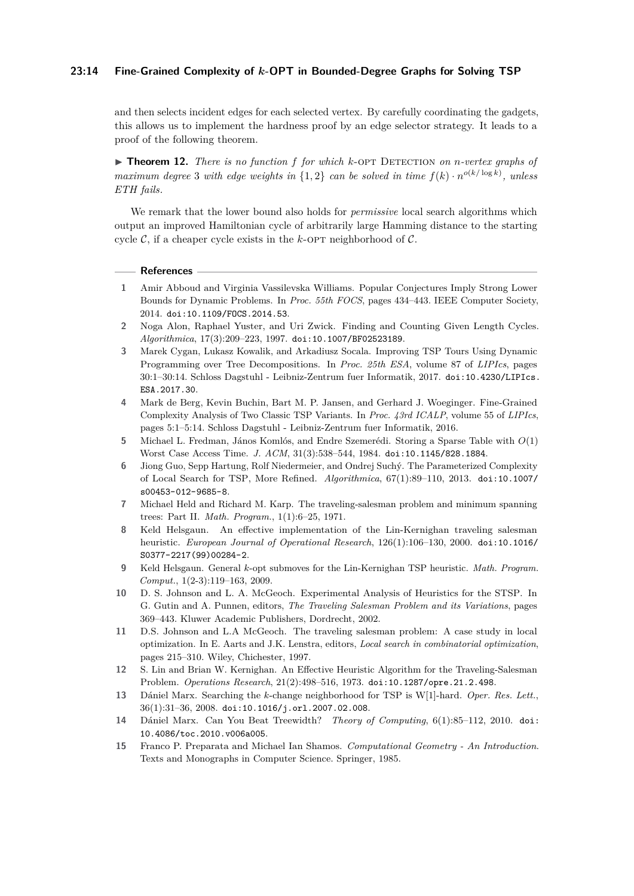and then selects incident edges for each selected vertex. By carefully coordinating the gadgets, this allows us to implement the hardness proof by an edge selector strategy. It leads to a proof of the following theorem.

▶ **Theorem 12.** *There is no function $f$ for which $k$-OPT DETECTION on $n$-vertex graphs of maximum degree 3 with edge weights in $\{1, 2\}$ can be solved in time $f(k) \cdot n^{o(k/\log k)}$, unless ETH fails.*

We remark that the lower bound also holds for *permissive* local search algorithms which output an improved Hamiltonian cycle of arbitrarily large Hamming distance to the starting cycle $\mathcal{C}$, if a cheaper cycle exists in the $k$-OPT neighborhood of $\mathcal{C}$.

## References

1. Amir Abboud and Virginia Vassilevska Williams. Popular Conjectures Imply Strong Lower Bounds for Dynamic Problems. In *Proc. 55th FOCS*, pages 434–443. IEEE Computer Society, 2014. doi:10.1109/FOCS.2014.53.
2. Noga Alon, Raphael Yuster, and Uri Zwick. Finding and Counting Given Length Cycles. *Algorithmica*, 17(3):209–223, 1997. doi:10.1007/BF02523189.
3. Marek Cygan, Lukasz Kowalik, and Arkadiusz Socala. Improving TSP Tours Using Dynamic Programming over Tree Decompositions. In *Proc. 25th ESA*, volume 87 of *LIPIcs*, pages 30:1–30:14. Schloss Dagstuhl - Leibniz-Zentrum fuer Informatik, 2017. doi:10.4230/LIPIcs.ESA.2017.30.
4. Mark de Berg, Kevin Buchin, Bart M. P. Jansen, and Gerhard J. Woeginger. Fine-Grained Complexity Analysis of Two Classic TSP Variants. In *Proc. 43rd ICALP*, volume 55 of *LIPIcs*, pages 5:1–5:14. Schloss Dagstuhl - Leibniz-Zentrum fuer Informatik, 2016.
5. Michael L. Fredman, János Komlós, and Endre Szemerédi. Storing a Sparse Table with $O(1)$ Worst Case Access Time. *J. ACM*, 31(3):538–544, 1984. doi:10.1145/828.1884.
6. Jiong Guo, Sepp Hartung, Rolf Niedermeier, and Ondrej Suchý. The Parameterized Complexity of Local Search for TSP, More Refined. *Algorithmica*, 67(1):89–110, 2013. doi:10.1007/s00453-012-9685-8.
7. Michael Held and Richard M. Karp. The traveling-salesman problem and minimum spanning trees: Part II. *Math. Program.*, 1(1):6–25, 1971.
8. Keld Helsgaun. An effective implementation of the Lin-Kernighan traveling salesman heuristic. *European Journal of Operational Research*, 126(1):106–130, 2000. doi:10.1016/S0377-2217(99)00284-2.
9. Keld Helsgaun. General $k$-opt submoves for the Lin-Kernighan TSP heuristic. *Math. Program. Comput.*, 1(2-3):119–163, 2009.
10. D. S. Johnson and L. A. McGeoch. Experimental Analysis of Heuristics for the STSP. In G. Gutin and A. Punnen, editors, *The Traveling Salesman Problem and its Variations*, pages 369–443. Kluwer Academic Publishers, Dordrecht, 2002.
11. D.S. Johnson and L.A McGeoch. The traveling salesman problem: A case study in local optimization. In E. Aarts and J.K. Lenstra, editors, *Local search in combinatorial optimization*, pages 215–310. Wiley, Chichester, 1997.
12. S. Lin and Brian W. Kernighan. An Effective Heuristic Algorithm for the Traveling-Salesman Problem. *Operations Research*, 21(2):498–516, 1973. doi:10.1287/opre.21.2.498.
13. Dániel Marx. Searching the $k$-change neighborhood for TSP is W[1]-hard. *Oper. Res. Lett.*, 36(1):31–36, 2008. doi:10.1016/j.orl.2007.02.008.
14. Dániel Marx. Can You Beat Treewidth? *Theory of Computing*, 6(1):85–112, 2010. doi:10.4086/toc.2010.v006a005.
15. Franco P. Preparata and Michael Ian Shamos. *Computational Geometry - An Introduction*. Texts and Monographs in Computer Science. Springer, 1985.